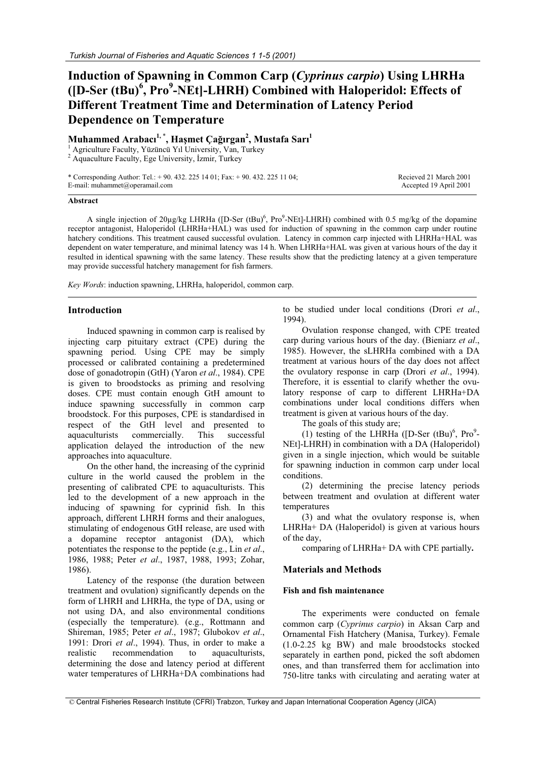# Induction of Spawning in Common Carp (*Cyprinus carpio*) Using LHRHa ([D-Ser (tBu)$^6$, Pro$^9$-NEt]-LHRH) Combined with Haloperidol: Effects of Different Treatment Time and Determination of Latency Period Dependence on Temperature

**Muhammed Arabacı**[1,*]**, Haşmet Çağırgan**[2]**, Mustafa Sarı**[1]

[1] Agriculture Faculty, Yüzüncü Yıl University, Van, Turkey
[2] Aquaculture Faculty, Ege University, İzmir, Turkey

\* Corresponding Author: Tel.: + 90. 432. 225 14 01; Fax: + 90. 432. 225 11 04;
E-mail: muhammet@operamail.com

Recieved 21 March 2001
Accepted 19 April 2001

### Abstract

A single injection of 20µg/kg LHRHa ([D-Ser (tBu)$^6$, Pro$^9$-NEt]-LHRH) combined with 0.5 mg/kg of the dopamine receptor antagonist, Haloperidol (LHRHa+HAL) was used for induction of spawning in the common carp under routine hatchery conditions. This treatment caused successful ovulation. Latency in common carp injected with LHRHa+HAL was dependent on water temperature, and minimal latency was 14 h. When LHRHa+HAL was given at various hours of the day it resulted in identical spawning with the same latency. These results show that the predicting latency at a given temperature may provide successful hatchery management for fish farmers.

*Key Words*: induction spawning, LHRHa, haloperidol, common carp.

## Introduction

Induced spawning in common carp is realised by injecting carp pituitary extract (CPE) during the spawning period. Using CPE may be simply processed or calibrated containing a predetermined dose of gonadotropin (GtH) (Yaron *et al*., 1984). CPE is given to broodstocks as priming and resolving doses. CPE must contain enough GtH amount to induce spawning successfully in common carp broodstock. For this purposes, CPE is standardised in respect of the GtH level and presented to aquaculturists commercially. This successful application delayed the introduction of the new approaches into aquaculture.

On the other hand, the increasing of the cyprinid culture in the world caused the problem in the presenting of calibrated CPE to aquaculturists. This led to the development of a new approach in the inducing of spawning for cyprinid fish. In this approach, different LHRH forms and their analogues, stimulating of endogenous GtH release, are used with a dopamine receptor antagonist (DA), which potentiates the response to the peptide (e.g., Lin *et al*., 1986, 1988; Peter *et al*., 1987, 1988, 1993; Zohar, 1986).

Latency of the response (the duration between treatment and ovulation) significantly depends on the form of LHRH and LHRHa, the type of DA, using or not using DA, and also environmental conditions (especially the temperature). (e.g., Rottmann and Shireman, 1985; Peter *et al*., 1987; Glubokov *et al*., 1991: Drori *et al*., 1994). Thus, in order to make a realistic recommendation to aquaculturists, determining the dose and latency period at different water temperatures of LHRHa+DA combinations had to be studied under local conditions (Drori *et al*., 1994).

Ovulation response changed, with CPE treated carp during various hours of the day. (Bieniarz *et al*., 1985). However, the sLHRHa combined with a DA treatment at various hours of the day does not affect the ovulatory response in carp (Drori *et al*., 1994). Therefore, it is essential to clarify whether the ovulatory response of carp to different LHRHa+DA combinations under local conditions differs when treatment is given at various hours of the day.

The goals of this study are;

(1) testing of the LHRHa ([D-Ser (tBu)$^6$, Pro$^9$-NEt]-LHRH) in combination with a DA (Haloperidol) given in a single injection, which would be suitable for spawning induction in common carp under local conditions.

(2) determining the precise latency periods between treatment and ovulation at different water temperatures

(3) and what the ovulatory response is, when LHRHa+ DA (Haloperidol) is given at various hours of the day,

comparing of LHRHa+ DA with CPE partially**.**

## Materials and Methods

### Fish and fish maintenance

The experiments were conducted on female common carp (*Cyprinus carpio*) in Aksan Carp and Ornamental Fish Hatchery (Manisa, Turkey). Female (1.0-2.25 kg BW) and male broodstocks stocked separately in earthen pond, picked the soft abdomen ones, and than transferred them for acclimation into 750-litre tanks with circulating and aerating water at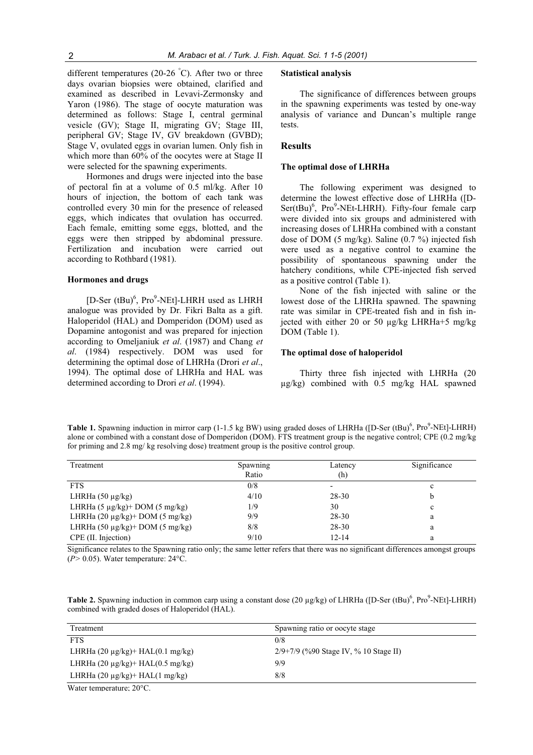different temperatures (20-26 °C). After two or three days ovarian biopsies were obtained, clarified and examined as described in Levavi-Zermonsky and Yaron (1986). The stage of oocyte maturation was determined as follows: Stage I, central germinal vesicle (GV); Stage II, migrating GV; Stage III, peripheral GV; Stage IV, GV breakdown (GVBD); Stage V, ovulated eggs in ovarian lumen. Only fish in which more than 60% of the oocytes were at Stage II were selected for the spawning experiments.

Hormones and drugs were injected into the base of pectoral fin at a volume of 0.5 ml/kg. After 10 hours of injection, the bottom of each tank was controlled every 30 min for the presence of released eggs, which indicates that ovulation has occurred. Each female, emitting some eggs, blotted, and the eggs were then stripped by abdominal pressure. Fertilization and incubation were carried out according to Rothbard (1981).

### Hormones and drugs

[D-Ser (tBu)[6], Pro[9]-NEt]-LHRH used as LHRH analogue was provided by Dr. Fikri Balta as a gift. Haloperidol (HAL) and Domperidon (DOM) used as Dopamine antogonist and was prepared for injection according to Omeljaniuk *et al*. (1987) and Chang *et al*. (1984) respectively. DOM was used for determining the optimal dose of LHRHa (Drori *et al*., 1994). The optimal dose of LHRHa and HAL was determined according to Drori *et al*. (1994).

### Statistical analysis

The significance of differences between groups in the spawning experiments was tested by one-way analysis of variance and Duncan's multiple range tests.

## Results

### The optimal dose of LHRHa

The following experiment was designed to determine the lowest effective dose of LHRHa ([D-Ser(tBu)[6], Pro[9]-NEt-LHRH). Fifty-four female carp were divided into six groups and administered with increasing doses of LHRHa combined with a constant dose of DOM (5 mg/kg). Saline (0.7 %) injected fish were used as a negative control to examine the possibility of spontaneous spawning under the hatchery conditions, while CPE-injected fish served as a positive control (Table 1).

None of the fish injected with saline or the lowest dose of the LHRHa spawned. The spawning rate was similar in CPE-treated fish and in fish injected with either 20 or 50 µg/kg LHRHa+5 mg/kg DOM (Table 1).

### The optimal dose of haloperidol

Thirty three fish injected with LHRHa (20 µg/kg) combined with 0.5 mg/kg HAL spawned

**Table 1.** Spawning induction in mirror carp (1-1.5 kg BW) using graded doses of LHRHa ([D-Ser (tBu)[6], Pro[9]-NEt]-LHRH) alone or combined with a constant dose of Domperidon (DOM). FTS treatment group is the negative control; CPE (0.2 mg/kg for priming and 2.8 mg/ kg resolving dose) treatment group is the positive control group.

| Treatment | Spawning Ratio | Latency (h) | Significance |
|---|---|---|---|
| FTS | 0/8 | - | c |
| LHRHa (50 µg/kg) | 4/10 | 28-30 | b |
| LHRHa (5 µg/kg)+ DOM (5 mg/kg) | 1/9 | 30 | c |
| LHRHa (20 µg/kg)+ DOM (5 mg/kg) | 9/9 | 28-30 | a |
| LHRHa (50 µg/kg)+ DOM (5 mg/kg) | 8/8 | 28-30 | a |
| CPE (II. Injection) | 9/10 | 12-14 | a |

Significance relates to the Spawning ratio only; the same letter refers that there was no significant differences amongst groups ($P > 0.05$). Water temperature: 24°C.

**Table 2.** Spawning induction in common carp using a constant dose (20 µg/kg) of LHRHa ([D-Ser (tBu)[6], Pro[9]-NEt]-LHRH) combined with graded doses of Haloperidol (HAL).

| Treatment | Spawning ratio or oocyte stage |
|---|---|
| FTS | 0/8 |
| LHRHa (20 µg/kg)+ HAL(0.1 mg/kg) | 2/9+7/9 (%90 Stage IV, % 10 Stage II) |
| LHRHa (20 µg/kg)+ HAL(0.5 mg/kg) | 9/9 |
| LHRHa (20 µg/kg)+ HAL(1 mg/kg) | 8/8 |

Water temperature: 20°C.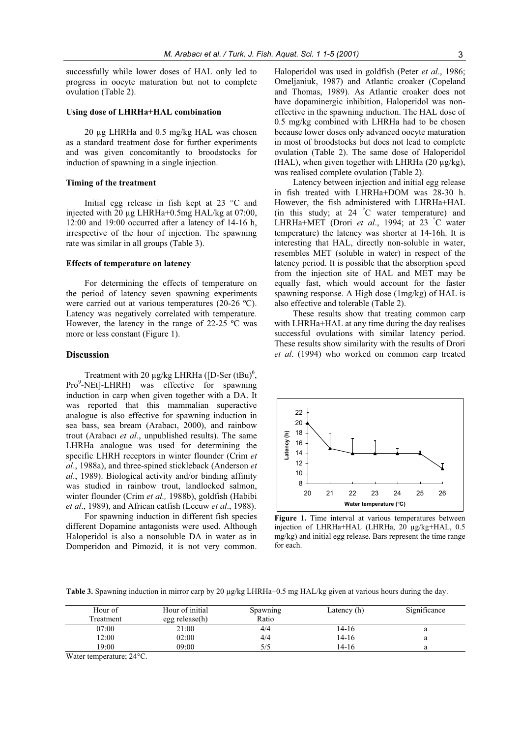successfully while lower doses of HAL only led to progress in oocyte maturation but not to complete ovulation (Table 2).

### Using dose of LHRHa+HAL combination

20 µg LHRHa and 0.5 mg/kg HAL was chosen as a standard treatment dose for further experiments and was given concomitantly to broodstocks for induction of spawning in a single injection.

### Timing of the treatment

Initial egg release in fish kept at 23 °C and injected with 20 µg LHRHa+0.5mg HAL/kg at 07:00, 12:00 and 19:00 occurred after a latency of 14-16 h, irrespective of the hour of injection. The spawning rate was similar in all groups (Table 3).

### Effects of temperature on latency

For determining the effects of temperature on the period of latency seven spawning experiments were carried out at various temperatures (20-26 ºC). Latency was negatively correlated with temperature. However, the latency in the range of 22-25 ºC was more or less constant (Figure 1).

## Discussion

Treatment with 20 µg/kg LHRHa ([D-Ser (tBu)$^6$, Pro$^9$-NEt]-LHRH) was effective for spawning induction in carp when given together with a DA. It was reported that this mammalian superactive analogue is also effective for spawning induction in sea bass, sea bream (Arabacı, 2000), and rainbow trout (Arabacı *et al*., unpublished results). The same LHRHa analogue was used for determining the specific LHRH receptors in winter flounder (Crim *et al*., 1988a), and three-spined stickleback (Anderson *et al*., 1989). Biological activity and/or binding affinity was studied in rainbow trout, landlocked salmon, winter flounder (Crim *et al.,* 1988b), goldfish (Habibi *et al*., 1989), and African catfish (Leeuw *et al*., 1988).

For spawning induction in different fish species different Dopamine antagonists were used. Although Haloperidol is also a nonsoluble DA in water as in Domperidon and Pimozid, it is not very common. Haloperidol was used in goldfish (Peter *et al*., 1986; Omeljaniuk, 1987) and Atlantic croaker (Copeland and Thomas, 1989). As Atlantic croaker does not have dopaminergic inhibition, Haloperidol was non-effective in the spawning induction. The HAL dose of 0.5 mg/kg combined with LHRHa had to be chosen because lower doses only advanced oocyte maturation in most of broodstocks but does not lead to complete ovulation (Table 2). The same dose of Haloperidol (HAL), when given together with LHRHa (20 µg/kg), was realised complete ovulation (Table 2).

Latency between injection and initial egg release in fish treated with LHRHa+DOM was 28-30 h. However, the fish administered with LHRHa+HAL (in this study; at 24 °C water temperature) and LHRHa+MET (Drori *et al*., 1994; at 23 °C water temperature) the latency was shorter at 14-16h. It is interesting that HAL, directly non-soluble in water, resembles MET (soluble in water) in respect of the latency period. It is possible that the absorption speed from the injection site of HAL and MET may be equally fast, which would account for the faster spawning response. A High dose (1mg/kg) of HAL is also effective and tolerable (Table 2).

These results show that treating common carp with LHRHa+HAL at any time during the day realises successful ovulations with similar latency period. These results show similarity with the results of Drori *et al*. (1994) who worked on common carp treated

Latency (h)
22
20
18
16
14
12
10
8
20 21 22 23 24 25 26
Water temperature (°C)

**Figure 1.** Time interval at various temperatures between injection of LHRHa+HAL (LHRHa, 20 µg/kg+HAL, 0.5 mg/kg) and initial egg release. Bars represent the time range for each.

**Table 3.** Spawning induction in mirror carp by 20 µg/kg LHRHa+0.5 mg HAL/kg given at various hours during the day.

| Hour of Treatment | Hour of initial egg release(h) | Spawning Ratio | Latency (h) | Significance |
|---|---|---|---|---|
| 07:00 | 21:00 | 4/4 | 14-16 | a |
| 12:00 | 02:00 | 4/4 | 14-16 | a |
| 19:00 | 09:00 | 5/5 | 14-16 | a |

Water temperature; 24°C.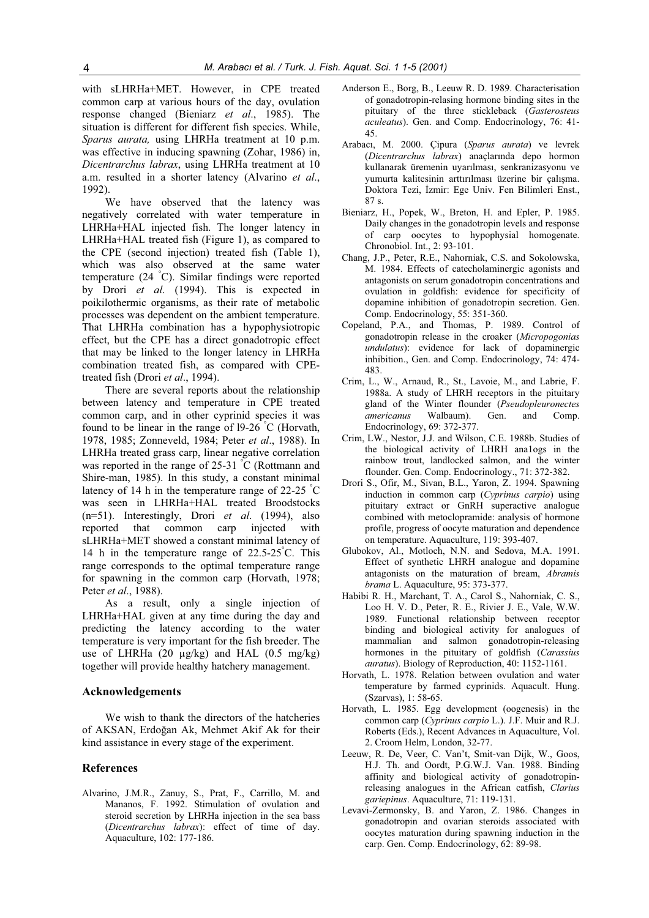with sLHRHa+MET. However, in CPE treated common carp at various hours of the day, ovulation response changed (Bieniarz *et al*., 1985). The situation is different for different fish species. While, *Sparus aurata,* using LHRHa treatment at 10 p.m. was effective in inducing spawning (Zohar, 1986) in, *Dicentrarchus labrax*, using LHRHa treatment at 10 a.m. resulted in a shorter latency (Alvarino *et al*., 1992).

We have observed that the latency was negatively correlated with water temperature in LHRHa+HAL injected fish. The longer latency in LHRHa+HAL treated fish (Figure 1), as compared to the CPE (second injection) treated fish (Table 1), which was also observed at the same water temperature (24 °C). Similar findings were reported by Drori *et al*. (1994). This is expected in poikilothermic organisms, as their rate of metabolic processes was dependent on the ambient temperature. That LHRHa combination has a hypophysiotropic effect, but the CPE has a direct gonadotropic effect that may be linked to the longer latency in LHRHa combination treated fish, as compared with CPE-treated fish (Drori *et al*., 1994).

There are several reports about the relationship between latency and temperature in CPE treated common carp, and in other cyprinid species it was found to be linear in the range of l9-26 °C (Horvath, 1978, 1985; Zonneveld, 1984; Peter *et al*., 1988). In LHRHa treated grass carp, linear negative correlation was reported in the range of 25-31 °C (Rottmann and Shire-man, 1985). In this study, a constant minimal latency of 14 h in the temperature range of 22-25 °C was seen in LHRHa+HAL treated Broodstocks (n=51). Interestingly, Drori *et al*. (1994), also reported that common carp injected with sLHRHa+MET showed a constant minimal latency of 14 h in the temperature range of 22.5-25°C. This range corresponds to the optimal temperature range for spawning in the common carp (Horvath, 1978; Peter *et al*., 1988).

As a result, only a single injection of LHRHa+HAL given at any time during the day and predicting the latency according to the water temperature is very important for the fish breeder. The use of LHRHa (20 µg/kg) and HAL (0.5 mg/kg) together will provide healthy hatchery management.

## Acknowledgements

We wish to thank the directors of the hatcheries of AKSAN, Erdoğan Ak, Mehmet Akif Ak for their kind assistance in every stage of the experiment.

## References

Alvarino, J.M.R., Zanuy, S., Prat, F., Carrillo, M. and Mananos, F. 1992. Stimulation of ovulation and steroid secretion by LHRHa injection in the sea bass (*Dicentrarchus labrax*): effect of time of day. Aquaculture, 102: 177-186.

Anderson E., Borg, B., Leeuw R. D. 1989. Characterisation of gonadotropin-relasing hormone binding sites in the pituitary of the three stickleback (*Gasterosteus aculeatus*). Gen. and Comp. Endocrinology, 76: 41-45.

Arabacı, M. 2000. Çipura (*Sparus aurata*) ve levrek (*Dicentrarchus labrax*) anaçlarında depo hormon kullanarak üremenin uyarılması, senkranizasyonu ve yumurta kalitesinin arttırılması üzerine bir çalışma. Doktora Tezi, İzmir: Ege Univ. Fen Bilimleri Enst., 87 s.

Bieniarz, H., Popek, W., Breton, H. and Epler, P. 1985. Daily changes in the gonadotropin levels and response of carp oocytes to hypophysial homogenate. Chronobiol. Int., 2: 93-101.

Chang, J.P., Peter, R.E., Nahorniak, C.S. and Sokolowska, M. 1984. Effects of catecholaminergic agonists and antagonists on serum gonadotropin concentrations and ovulation in goldfish: evidence for specificity of dopamine inhibition of gonadotropin secretion. Gen. Comp. Endocrinology, 55: 351-360.

Copeland, P.A., and Thomas, P. 1989. Control of gonadotropin release in the croaker (*Micropogonias undulatus*): evidence for lack of dopaminergic inhibition., Gen. and Comp. Endocrinology, 74: 474-483.

Crim, L., W., Arnaud, R., St., Lavoie, M., and Labrie, F. 1988a. A study of LHRH receptors in the pituitary gland of the Winter flounder (*Pseudopleuronectes americanus* Walbaum). Gen. and Comp. Endocrinology, 69: 372-377.

Crim, LW., Nestor, J.J. and Wilson, C.E. 1988b. Studies of the biological activity of LHRH ana1ogs in the rainbow trout, landlocked salmon, and the winter flounder. Gen. Comp. Endocrinology., 71: 372-382.

Drori S., Ofir, M., Sivan, B.L., Yaron, Z. 1994. Spawning induction in common carp (*Cyprinus carpio*) using pituitary extract or GnRH superactive analogue combined with metoclopramide: analysis of hormone profile, progress of oocyte maturation and dependence on temperature. Aquaculture, 119: 393-407.

Glubokov, Al., Motloch, N.N. and Sedova, M.A. 1991. Effect of synthetic LHRH analogue and dopamine antagonists on the maturation of bream, *Abramis brama* L. Aquaculture, 95: 373-377.

Habibi R. H., Marchant, T. A., Carol S., Nahorniak, C. S., Loo H. V. D., Peter, R. E., Rivier J. E., Vale, W.W. 1989. Functional relationship between receptor binding and biological activity for analogues of mammalian and salmon gonadotropin-releasing hormones in the pituitary of goldfish (*Carassius auratus*). Biology of Reproduction, 40: 1152-1161.

Horvath, L. 1978. Relation between ovulation and water temperature by farmed cyprinids. Aquacult. Hung. (Szarvas), 1: 58-65.

Horvath, L. 1985. Egg development (oogenesis) in the common carp (*Cyprinus carpio* L.). J.F. Muir and R.J. Roberts (Eds.), Recent Advances in Aquaculture, Vol. 2. Croom Helm, London, 32-77.

Leeuw, R. De, Veer, C. Van't, Smit-van Dijk, W., Goos, H.J. Th. and Oordt, P.G.W.J. Van. 1988. Binding affinity and biological activity of gonadotropin-releasing analogues in the African catfish, *Clarius gariepinus*. Aquaculture, 71: 119-131.

Levavi-Zermonsky, B. and Yaron, Z. 1986. Changes in gonadotropin and ovarian steroids associated with oocytes maturation during spawning induction in the carp. Gen. Comp. Endocrinology, 62: 89-98.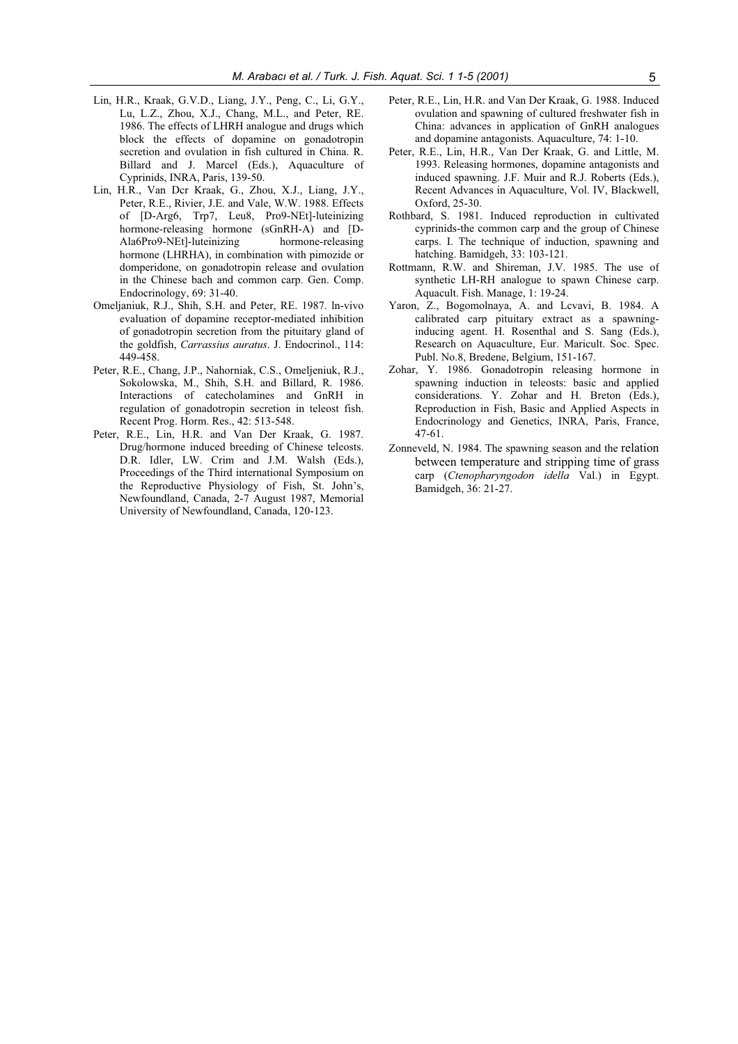Lin, H.R., Kraak, G.V.D., Liang, J.Y., Peng, C., Li, G.Y., Lu, L.Z., Zhou, X.J., Chang, M.L., and Peter, RE. 1986. The effects of LHRH analogue and drugs which block the effects of dopamine on gonadotropin secretion and ovulation in fish cultured in China. R. Billard and J. Marcel (Eds.), Aquaculture of Cyprinids, INRA, Paris, 139-50.

Lin, H.R., Van Der Kraak, G., Zhou, X.J., Liang, J.Y., Peter, R.E., Rivier, J.E. and Vale, W.W. 1988. Effects of [D-Arg6, Trp7, Leu8, Pro9-NEt]-luteinizing hormone-releasing hormone (sGnRH-A) and [D-Ala6Pro9-NEt]-luteinizing hormone-releasing hormone (LHRHA), in combination with pimozide or domperidone, on gonadotropin release and ovulation in the Chinese bach and common carp. Gen. Comp. Endocrinology, 69: 31-40.

Omeljaniuk, R.J., Shih, S.H. and Peter, RE. 1987. ln-vivo evaluation of dopamine receptor-mediated inhibition of gonadotropin secretion from the pituitary gland of the goldfish, *Carrassius auratus*. J. Endocrinol., 114: 449-458.

Peter, R.E., Chang, J.P., Nahorniak, C.S., Omeljeniuk, R.J., Sokolowska, M., Shih, S.H. and Billard, R. 1986. Interactions of catecholamines and GnRH in regulation of gonadotropin secretion in teleost fish. Recent Prog. Horm. Res., 42: 513-548.

Peter, R.E., Lin, H.R. and Van Der Kraak, G. 1987. Drug/hormone induced breeding of Chinese teleosts. D.R. Idler, LW. Crim and J.M. Walsh (Eds.), Proceedings of the Third international Symposium on the Reproductive Physiology of Fish, St. John's, Newfoundland, Canada, 2-7 August 1987, Memorial University of Newfoundland, Canada, 120-123.

Peter, R.E., Lin, H.R. and Van Der Kraak, G. 1988. Induced ovulation and spawning of cultured freshwater fish in China: advances in application of GnRH analogues and dopamine antagonists. Aquaculture, 74: 1-10.

Peter, R.E., Lin, H.R., Van Der Kraak, G. and Little, M. 1993. Releasing hormones, dopamine antagonists and induced spawning. J.F. Muir and R.J. Roberts (Eds.), Recent Advances in Aquaculture, Vol. IV, Blackwell, Oxford, 25-30.

Rothbard, S. 1981. Induced reproduction in cultivated cyprinids-the common carp and the group of Chinese carps. I. The technique of induction, spawning and hatching. Bamidgeh, 33: 103-121.

Rottmann, R.W. and Shireman, J.V. 1985. The use of synthetic LH-RH analogue to spawn Chinese carp. Aquacult. Fish. Manage, 1: 19-24.

Yaron, Z., Bogomolnaya, A. and Levavi, B. 1984. A calibrated carp pituitary extract as a spawning-inducing agent. H. Rosenthal and S. Sang (Eds.), Research on Aquaculture, Eur. Maricult. Soc. Spec. Publ. No.8, Bredene, Belgium, 151-167.

Zohar, Y. 1986. Gonadotropin releasing hormone in spawning induction in teleosts: basic and applied considerations. Y. Zohar and H. Breton (Eds.), Reproduction in Fish, Basic and Applied Aspects in Endocrinology and Genetics, INRA, Paris, France, 47-61.

Zonneveld, N. 1984. The spawning season and the relation between temperature and stripping time of grass carp (*Ctenopharyngodon idella* Val.) in Egypt. Bamidgeh, 36: 21-27.